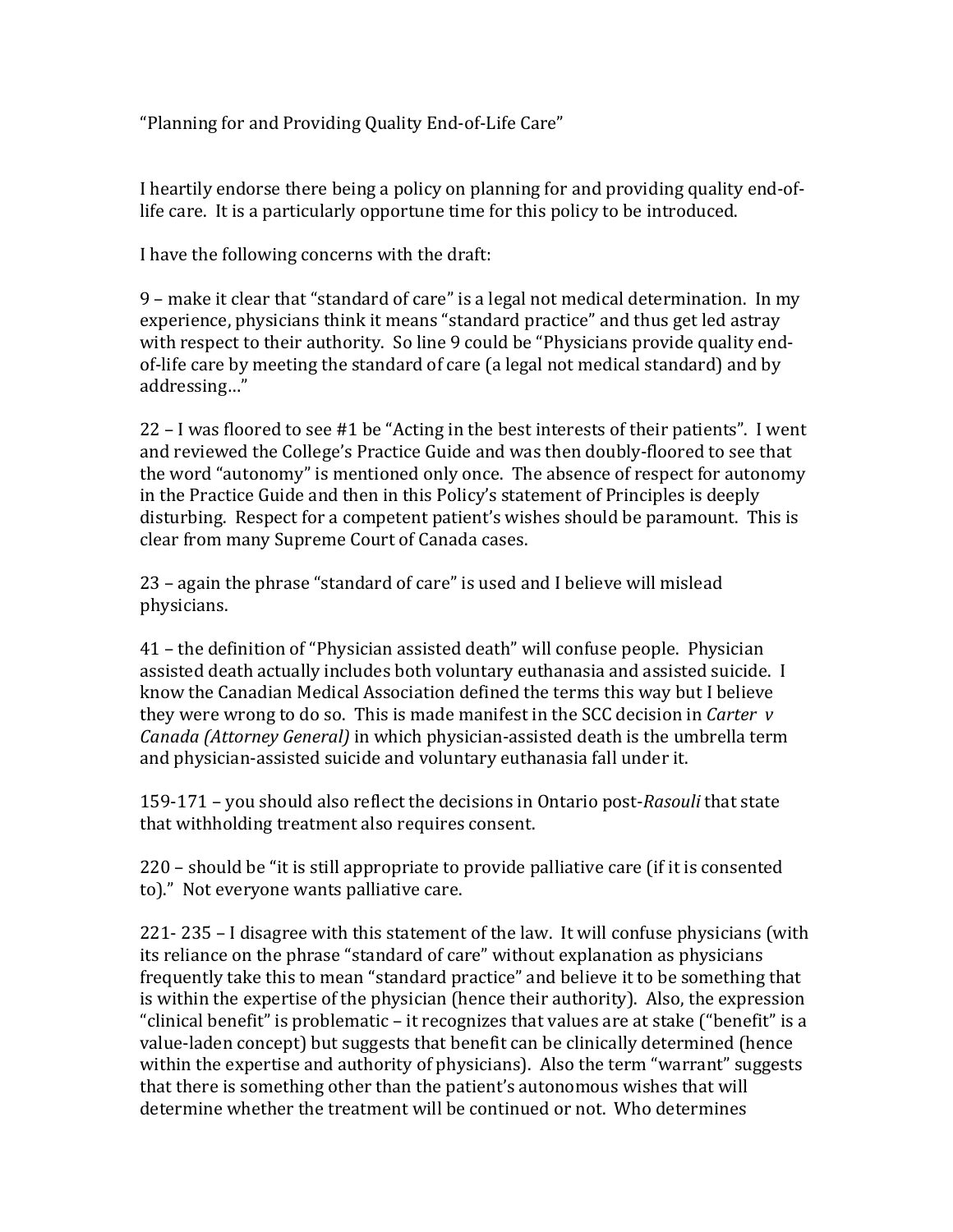"Planning for and Providing Quality End-of-Life Care"

I heartily endorse there being a policy on planning for and providing quality end-of-life care. It is a particularly opportune time for this policy to be introduced.

I have the following concerns with the draft:

9 – make it clear that "standard of care" is a legal not medical determination. In my experience, physicians think it means "standard practice" and thus get led astray with respect to their authority. So line 9 could be "Physicians provide quality end-of-life care by meeting the standard of care (a legal not medical standard) and by addressing…"

22 – I was floored to see #1 be "Acting in the best interests of their patients". I went and reviewed the College's Practice Guide and was then doubly-floored to see that the word "autonomy" is mentioned only once. The absence of respect for autonomy in the Practice Guide and then in this Policy's statement of Principles is deeply disturbing. Respect for a competent patient's wishes should be paramount. This is clear from many Supreme Court of Canada cases.

23 – again the phrase "standard of care" is used and I believe will mislead physicians.

41 – the definition of "Physician assisted death" will confuse people. Physician assisted death actually includes both voluntary euthanasia and assisted suicide. I know the Canadian Medical Association defined the terms this way but I believe they were wrong to do so. This is made manifest in the SCC decision in *Carter v Canada (Attorney General)* in which physician-assisted death is the umbrella term and physician-assisted suicide and voluntary euthanasia fall under it.

159-171 – you should also reflect the decisions in Ontario post-*Rasouli* that state that withholding treatment also requires consent.

220 – should be "it is still appropriate to provide palliative care (if it is consented to)." Not everyone wants palliative care.

221- 235 – I disagree with this statement of the law. It will confuse physicians (with its reliance on the phrase "standard of care" without explanation as physicians frequently take this to mean "standard practice" and believe it to be something that is within the expertise of the physician (hence their authority). Also, the expression "clinical benefit" is problematic – it recognizes that values are at stake ("benefit" is a value-laden concept) but suggests that benefit can be clinically determined (hence within the expertise and authority of physicians). Also the term "warrant" suggests that there is something other than the patient's autonomous wishes that will determine whether the treatment will be continued or not. Who determines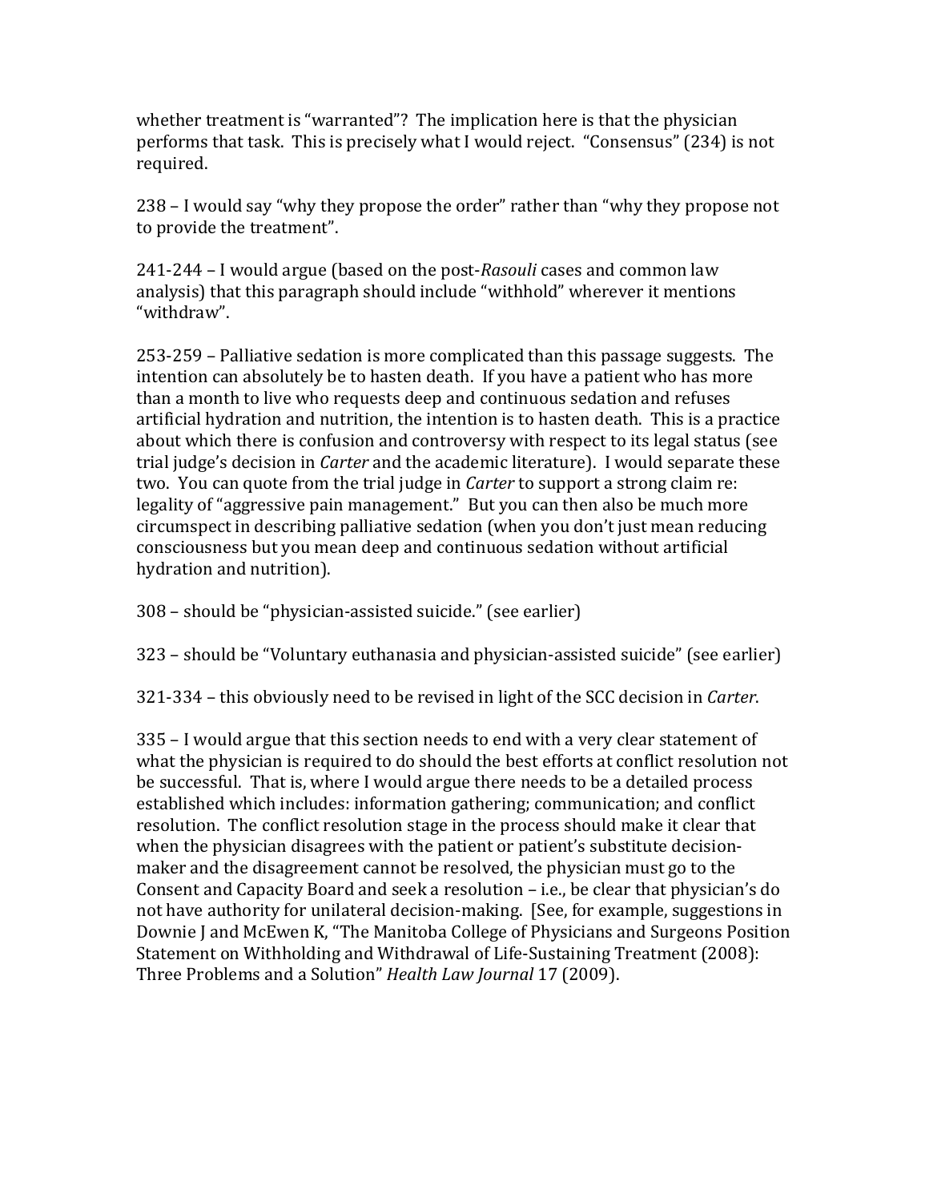whether treatment is "warranted"? The implication here is that the physician performs that task. This is precisely what I would reject. "Consensus" (234) is not required.

238 – I would say "why they propose the order" rather than "why they propose not to provide the treatment".

241-244 – I would argue (based on the post-*Rasouli* cases and common law analysis) that this paragraph should include "withhold" wherever it mentions "withdraw".

253-259 – Palliative sedation is more complicated than this passage suggests. The intention can absolutely be to hasten death. If you have a patient who has more than a month to live who requests deep and continuous sedation and refuses artificial hydration and nutrition, the intention is to hasten death. This is a practice about which there is confusion and controversy with respect to its legal status (see trial judge's decision in *Carter* and the academic literature). I would separate these two. You can quote from the trial judge in *Carter* to support a strong claim re: legality of "aggressive pain management." But you can then also be much more circumspect in describing palliative sedation (when you don't just mean reducing consciousness but you mean deep and continuous sedation without artificial hydration and nutrition).

308 – should be "physician-assisted suicide." (see earlier)

323 – should be "Voluntary euthanasia and physician-assisted suicide" (see earlier)

321-334 – this obviously need to be revised in light of the SCC decision in *Carter*.

335 – I would argue that this section needs to end with a very clear statement of what the physician is required to do should the best efforts at conflict resolution not be successful. That is, where I would argue there needs to be a detailed process established which includes: information gathering; communication; and conflict resolution. The conflict resolution stage in the process should make it clear that when the physician disagrees with the patient or patient's substitute decision-maker and the disagreement cannot be resolved, the physician must go to the Consent and Capacity Board and seek a resolution – i.e., be clear that physician's do not have authority for unilateral decision-making. [See, for example, suggestions in Downie J and McEwen K, "The Manitoba College of Physicians and Surgeons Position Statement on Withholding and Withdrawal of Life-Sustaining Treatment (2008): Three Problems and a Solution" *Health Law Journal* 17 (2009).